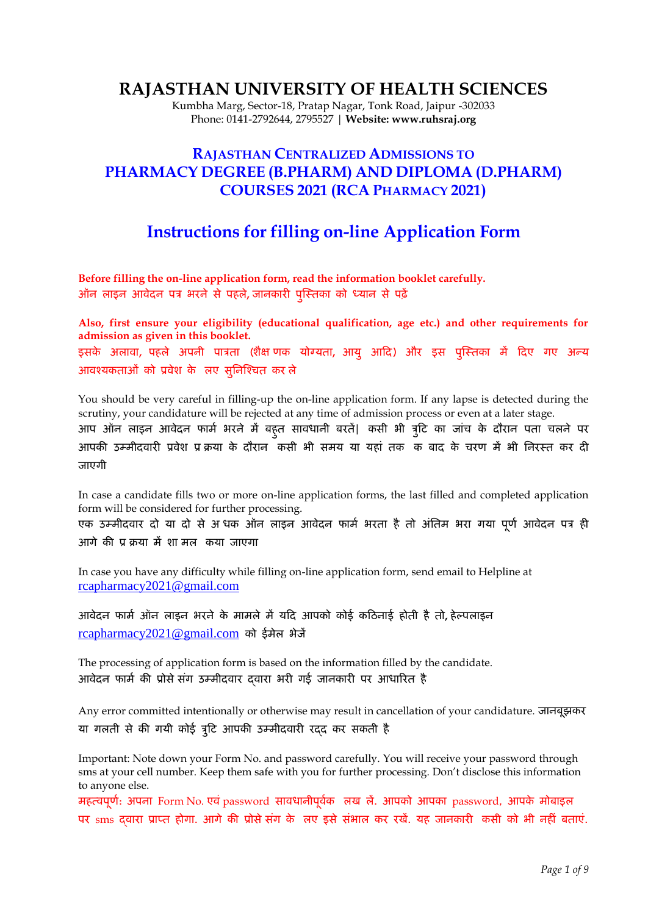# RAJASTHAN UNIVERSITY OF HEALTH SCIENCES

Kumbha Marg, Sector-18, Pratap Nagar, Tonk Road, Jaipur -302033
Phone: 0141-2792644, 2795527 | **Website: www.ruhsraj.org**

## RAJASTHAN CENTRALIZED ADMISSIONS TO PHARMACY DEGREE (B.PHARM) AND DIPLOMA (D.PHARM) COURSES 2021 (RCA PHARMACY 2021)

## Instructions for filling on-line Application Form

**Before filling the on-line application form, read the information booklet carefully.**
ऑन लाइन आवेदन पत्र भरने से पहले, जानकारी पुस्तिका को ध्यान से पढ़ें

**Also, first ensure your eligibility (educational qualification, age etc.) and other requirements for admission as given in this booklet.**
इसके अलावा, पहले अपनी पात्रता (शैक्षणिक योग्यता, आयु आदि) और इस पुस्तिका में दिए गए अन्य आवश्यकताओं को प्रवेश के लिए सुनिश्चित कर ले

You should be very careful in filling-up the on-line application form. If any lapse is detected during the scrutiny, your candidature will be rejected at any time of admission process or even at a later stage.
आप ऑन लाइन आवेदन फार्म भरने में बहुत सावधानी बरतें| किसी भी त्रुटि का जांच के दौरान पता चलने पर आपकी उम्मीदवारी प्रवेश प्रक्रिया के दौरान किसी भी समय या यहां तक कि बाद के चरण में भी निरस्त कर दी जाएगी

In case a candidate fills two or more on-line application forms, the last filled and completed application form will be considered for further processing.
एक उम्मीदवार दो या दो से अधिक ऑन लाइन आवेदन फार्म भरता है तो अंतिम भरा गया पूर्ण आवेदन पत्र ही आगे की प्रक्रिया में शामिल किया जाएगा

In case you have any difficulty while filling on-line application form, send email to Helpline at rcapharmacy2021@gmail.com

आवेदन फार्म ऑन लाइन भरने के मामले में यदि आपको कोई कठिनाई होती है तो, हेल्पलाइन rcapharmacy2021@gmail.com को ईमेल भेजें

The processing of application form is based on the information filled by the candidate.
आवेदन फार्म की प्रोसेसिंग उम्मीदवार द्वारा भरी गई जानकारी पर आधारित है

Any error committed intentionally or otherwise may result in cancellation of your candidature. जानबूझकर या गलती से की गयी कोई त्रुटि आपकी उम्मीदवारी रद्द कर सकती है

Important: Note down your Form No. and password carefully. You will receive your password through sms at your cell number. Keep them safe with you for further processing. Don't disclose this information to anyone else.
महत्वपूर्ण: अपना Form No. एवं password सावधानीपूर्वक लिख लें. आपको आपका password, आपके मोबाइल पर sms द्वारा प्राप्त होगा. आगे की प्रोसेसिंग के लिए इसे संभाल कर रखें. यह जानकारी किसी को भी नहीं बताएं.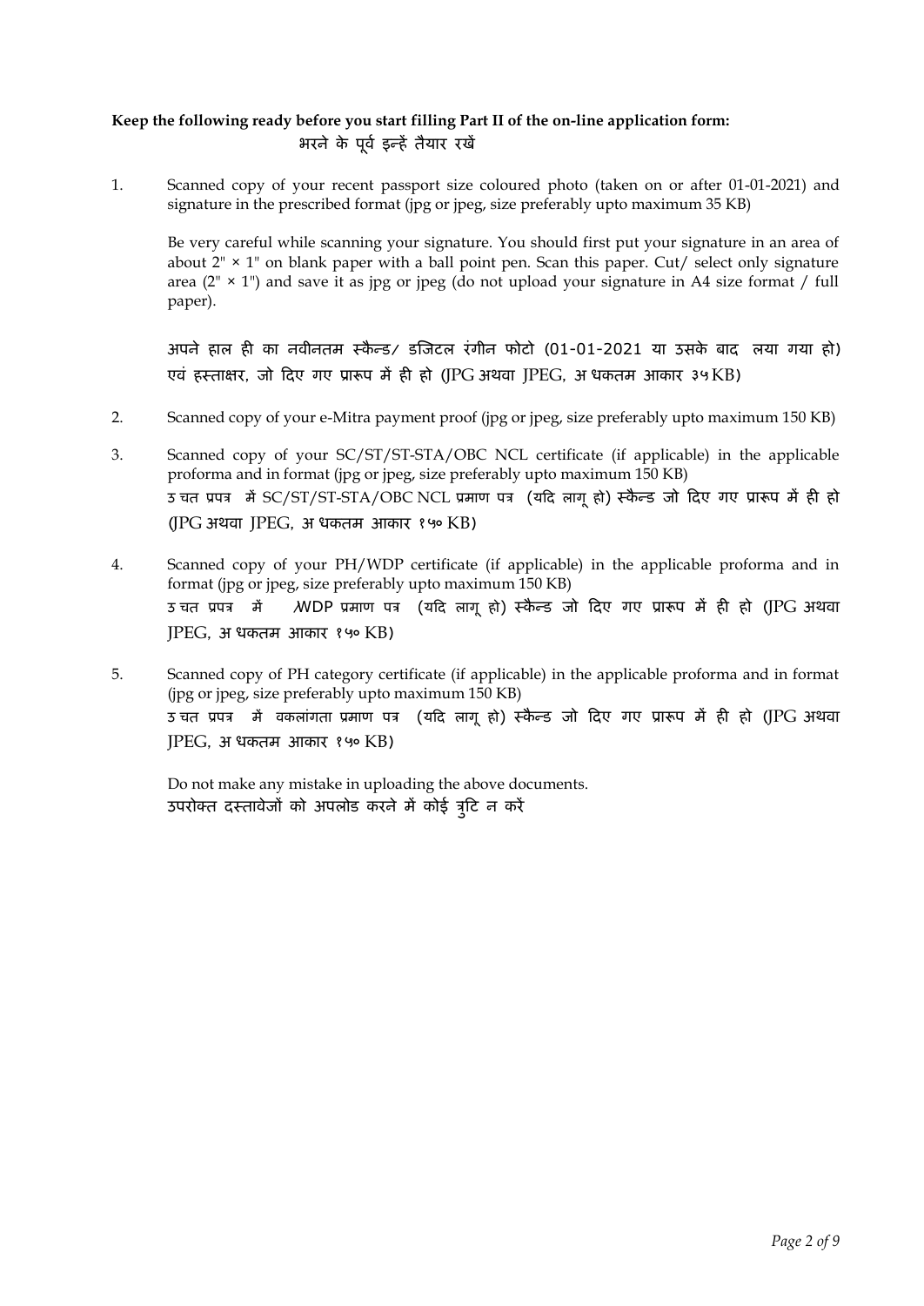**Keep the following ready before you start filling Part II of the on-line application form:**
भरने के पूर्व इन्हें तैयार रखें

1. Scanned copy of your recent passport size coloured photo (taken on or after 01-01-2021) and signature in the prescribed format (jpg or jpeg, size preferably upto maximum 35 KB)

   Be very careful while scanning your signature. You should first put your signature in an area of about 2" × 1" on blank paper with a ball point pen. Scan this paper. Cut/ select only signature area (2" × 1") and save it as jpg or jpeg (do not upload your signature in A4 size format / full paper).

   अपने हाल ही का नवीनतम स्कैन्ड/ डिजिटल रंगीन फोटो (01-01-2021 या उसके बाद लिया गया हो) एवं हस्ताक्षर, जो दिए गए प्रारूप में ही हो (JPG अथवा JPEG, अधिकतम आकार ३५ KB)

2. Scanned copy of your e-Mitra payment proof (jpg or jpeg, size preferably upto maximum 150 KB)

3. Scanned copy of your SC/ST/ST-STA/OBC NCL certificate (if applicable) in the applicable proforma and in format (jpg or jpeg, size preferably upto maximum 150 KB)
   उचित प्रपत्र में SC/ST/ST-STA/OBC NCL प्रमाण पत्र (यदि लागू हो) स्कैन्ड जो दिए गए प्रारूप में ही हो (JPG अथवा JPEG, अधिकतम आकार १५० KB)

4. Scanned copy of your PH/WDP certificate (if applicable) in the applicable proforma and in format (jpg or jpeg, size preferably upto maximum 150 KB)
   उचित प्रपत्र में /WDP प्रमाण पत्र (यदि लागू हो) स्कैन्ड जो दिए गए प्रारूप में ही हो (JPG अथवा JPEG, अधिकतम आकार १५० KB)

5. Scanned copy of PH category certificate (if applicable) in the applicable proforma and in format (jpg or jpeg, size preferably upto maximum 150 KB)
   उचित प्रपत्र में विकलांगता प्रमाण पत्र (यदि लागू हो) स्कैन्ड जो दिए गए प्रारूप में ही हो (JPG अथवा JPEG, अधिकतम आकार १५० KB)

   Do not make any mistake in uploading the above documents.
   उपरोक्त दस्तावेजों को अपलोड करने में कोई त्रुटि न करें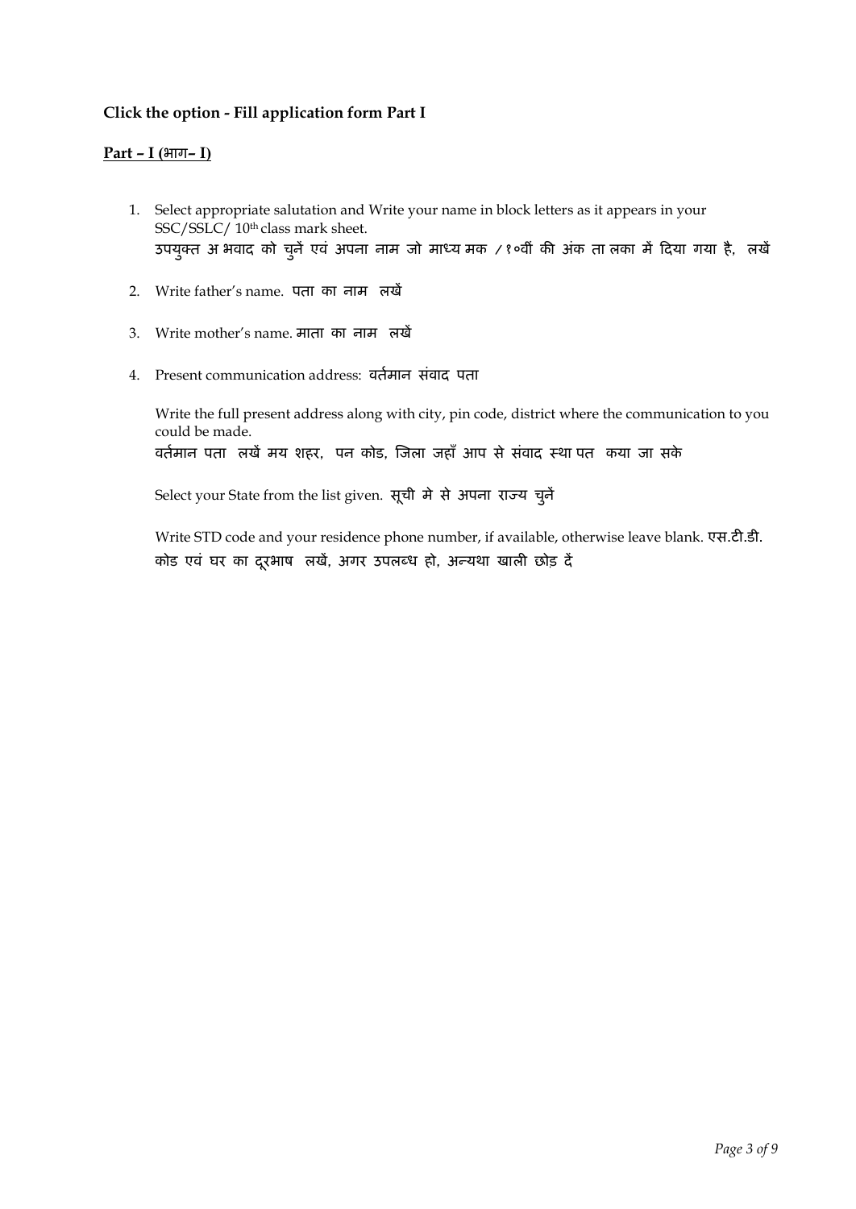**Click the option - Fill application form Part I**

**Part – I (भाग– I)**

1. Select appropriate salutation and Write your name in block letters as it appears in your SSC/SSLC/ 10th class mark sheet.
   उपयुक्त अभिवाद को चुनें एवं अपना नाम जो माध्यमिक /१०वीं की अंक तालिका में दिया गया है, लिखें

2. Write father's name. पिता का नाम लिखें

3. Write mother's name. माता का नाम लिखें

4. Present communication address: वर्तमान संवाद पता

   Write the full present address along with city, pin code, district where the communication to you could be made.
   वर्तमान पता लिखें मय शहर, पिन कोड, जिला जहाँ आप से संवाद स्थापित किया जा सके

   Select your State from the list given. सूची मे से अपना राज्य चुनें

   Write STD code and your residence phone number, if available, otherwise leave blank. एस.टी.डी. कोड एवं घर का दूरभाष लिखें, अगर उपलब्ध हो, अन्यथा खाली छोड़ दें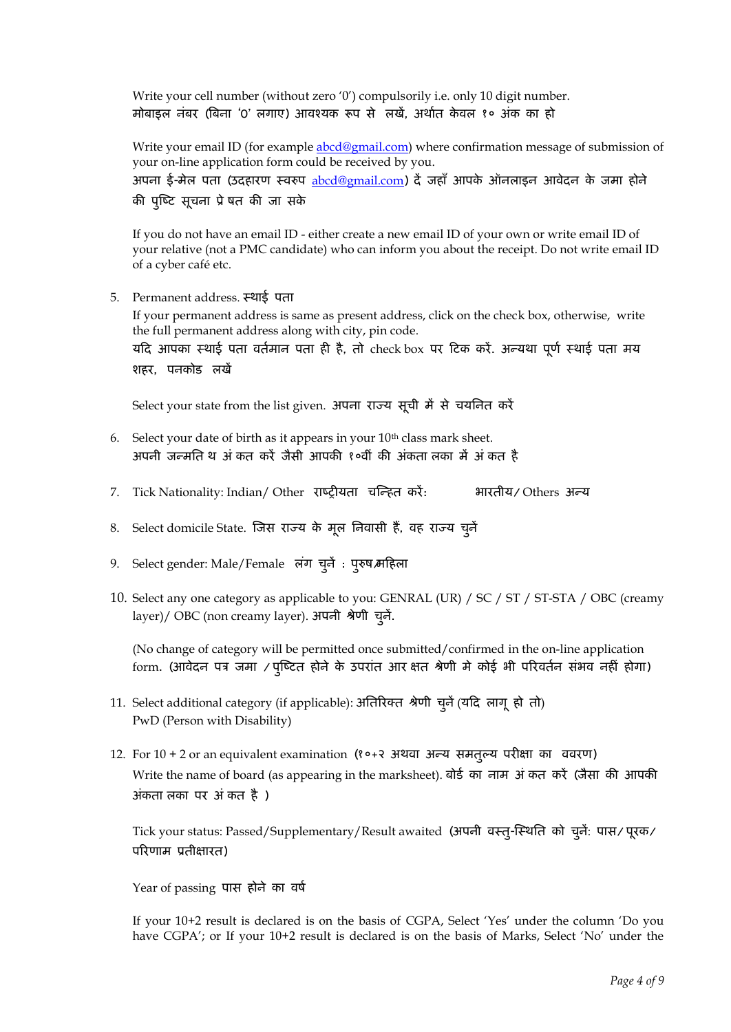Write your cell number (without zero '0') compulsorily i.e. only 10 digit number.
मोबाइल नंबर (बिना '0' लगाए) आवश्यक रूप से लखें, अर्थात केवल १० अंक का हो

Write your email ID (for example abcd@gmail.com) where confirmation message of submission of your on-line application form could be received by you.
अपना ई-मेल पता (उदहारण स्वरुप abcd@gmail.com) दें जहाँ आपके ऑनलाइन आवेदन के जमा होने की पुष्टि सूचना प्रे षत की जा सके

If you do not have an email ID - either create a new email ID of your own or write email ID of your relative (not a PMC candidate) who can inform you about the receipt. Do not write email ID of a cyber café etc.

5. Permanent address. स्थाई पता
   If your permanent address is same as present address, click on the check box, otherwise, write the full permanent address along with city, pin code.
   यदि आपका स्थाई पता वर्तमान पता ही है, तो check box पर टिक करें. अन्यथा पूर्ण स्थाई पता मय शहर, पनकोड लखें

   Select your state from the list given. अपना राज्य सूची में से चयनित करें

6. Select your date of birth as it appears in your 10th class mark sheet.
   अपनी जन्मति थ अं कत करें जैसी आपकी १०वीं की अंकता लका में अं कत है

7. Tick Nationality: Indian/ Other राष्ट्रीयता चन्हित करें: भारतीय/ Others अन्य

8. Select domicile State. जिस राज्य के मूल निवासी हैं, वह राज्य चुनें

9. Select gender: Male/Female लंग चुनें : पुरुष/महिला

10. Select any one category as applicable to you: GENRAL (UR) / SC / ST / ST-STA / OBC (creamy layer)/ OBC (non creamy layer). अपनी श्रेणी चुनें.

    (No change of category will be permitted once submitted/confirmed in the on-line application form. (आवेदन पत्र जमा / पुष्टित होने के उपरांत आर क्षत श्रेणी मे कोई भी परिवर्तन संभव नहीं होगा)

11. Select additional category (if applicable): अतिरिक्त श्रेणी चुनें (यदि लागू हो तो)
    PwD (Person with Disability)

12. For 10 + 2 or an equivalent examination (१०+२ अथवा अन्य समतुल्य परीक्षा का ववरण)
    Write the name of board (as appearing in the marksheet). बोर्ड का नाम अं कत करें (जैसा की आपकी अंकता लका पर अं कत है )

    Tick your status: Passed/Supplementary/Result awaited (अपनी वस्तु-स्थिति को चुनें: पास/ पूरक/ परिणाम प्रतीक्षारत)

    Year of passing पास होने का वर्ष

    If your 10+2 result is declared is on the basis of CGPA, Select 'Yes' under the column 'Do you have CGPA'; or If your 10+2 result is declared is on the basis of Marks, Select 'No' under the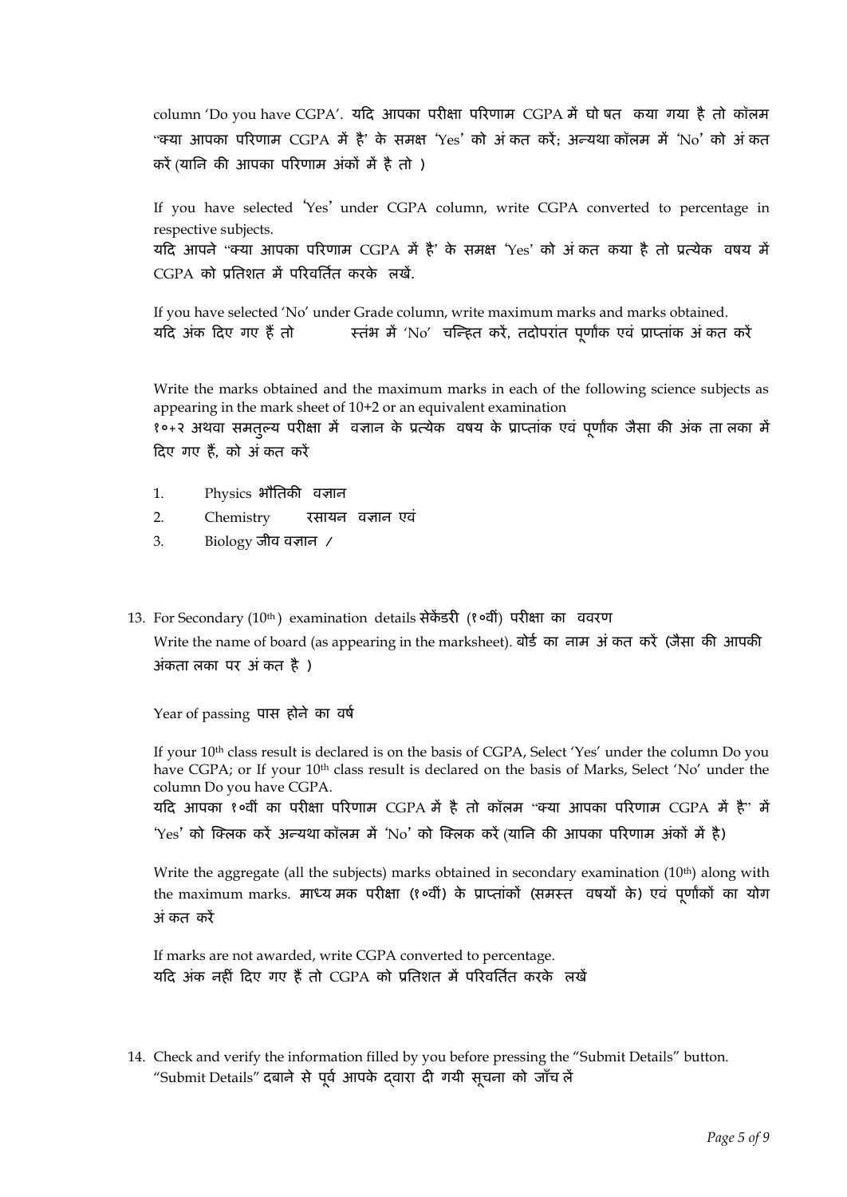column 'Do you have CGPA'. यदि आपका परीक्षा परिणाम CGPA में घोषित किया गया है तो कॉलम "क्या आपका परिणाम CGPA में है' के समक्ष 'Yes' को अंकित करें; अन्यथा कॉलम में 'No' को अंकित करें (यानि की आपका परिणाम अंकों में है तो )

If you have selected 'Yes' under CGPA column, write CGPA converted to percentage in respective subjects.
यदि आपने "क्या आपका परिणाम CGPA में है' के समक्ष 'Yes' को अंकित किया है तो प्रत्येक विषय में CGPA को प्रतिशत में परिवर्तित करके लिखें.

If you have selected 'No' under Grade column, write maximum marks and marks obtained.
यदि अंक दिए गए हैं तो स्तंभ में 'No' चिन्हित करें, तदोपरांत पूर्णांक एवं प्राप्तांक अंकित करें

Write the marks obtained and the maximum marks in each of the following science subjects as appearing in the mark sheet of 10+2 or an equivalent examination
१०+२ अथवा समतुल्य परीक्षा में विज्ञान के प्रत्येक विषय के प्राप्तांक एवं पूर्णांक जैसा की अंक तालिका में दिए गए हैं, को अंकित करें

1. Physics भौतिकी विज्ञान
2. Chemistry रसायन विज्ञान एवं
3. Biology जीव विज्ञान /

13. For Secondary (10th) examination details सेकेंडरी (१०वीं) परीक्षा का विवरण

    Write the name of board (as appearing in the marksheet). बोर्ड का नाम अंकित करें (जैसा की आपकी अंकतालिका पर अंकित है )

    Year of passing पास होने का वर्ष

    If your 10th class result is declared is on the basis of CGPA, Select 'Yes' under the column Do you have CGPA; or If your 10th class result is declared on the basis of Marks, Select 'No' under the column Do you have CGPA.
    यदि आपका १०वीं का परीक्षा परिणाम CGPA में है तो कॉलम "क्या आपका परिणाम CGPA में है" में 'Yes' को क्लिक करें अन्यथा कॉलम में 'No' को क्लिक करें (यानि की आपका परिणाम अंकों में है)

    Write the aggregate (all the subjects) marks obtained in secondary examination (10th) along with the maximum marks. माध्यमिक परीक्षा (१०वीं) के प्राप्तांकों (समस्त विषयों के) एवं पूर्णांकों का योग अंकित करें

    If marks are not awarded, write CGPA converted to percentage.
    यदि अंक नहीं दिए गए हैं तो CGPA को प्रतिशत में परिवर्तित करके लिखें

14. Check and verify the information filled by you before pressing the "Submit Details" button.
    "Submit Details" दबाने से पूर्व आपके द्वारा दी गयी सूचना को जाँच लें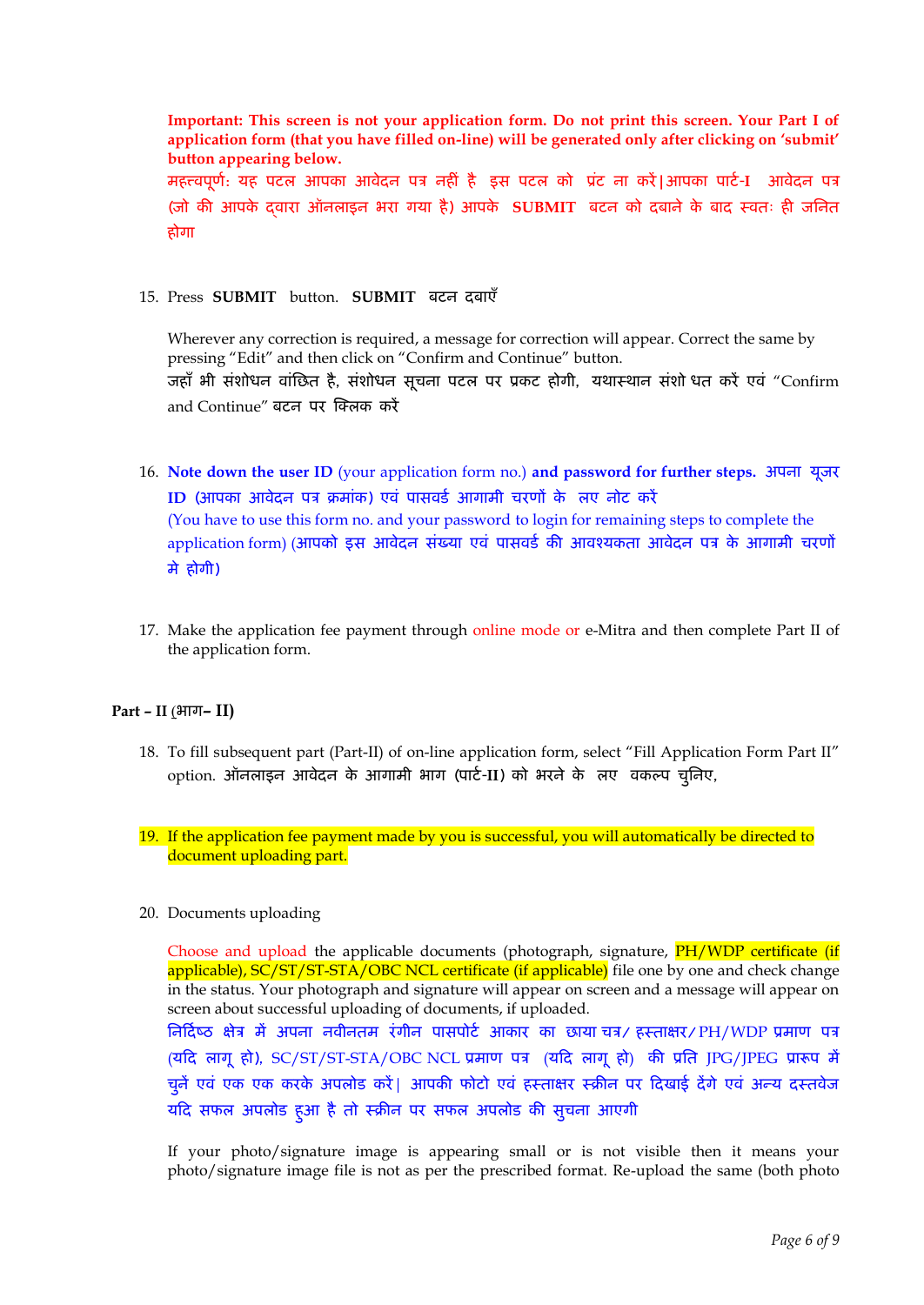**Important: This screen is not your application form. Do not print this screen. Your Part I of application form (that you have filled on-line) will be generated only after clicking on 'submit' button appearing below.**

महत्वपूर्ण: यह पटल आपका आवेदन पत्र नहीं है इस पटल को प्रंट ना करें|आपका पार्ट-I आवेदन पत्र (जो की आपके द्वारा ऑनलाइन भरा गया है) आपके **SUBMIT** बटन को दबाने के बाद स्वतः ही जनित होगा

15. Press **SUBMIT** button. **SUBMIT** बटन दबाएँ

    Wherever any correction is required, a message for correction will appear. Correct the same by pressing "Edit" and then click on "Confirm and Continue" button.
    
    जहाँ भी संशोधन वांछित है, संशोधन सूचना पटल पर प्रकट होगी, यथास्थान संशो धत करें एवं "Confirm and Continue" बटन पर क्लिक करें

16. **Note down the user ID** (your application form no.) **and password for further steps.** अपना यूजर ID (आपका आवेदन पत्र क्रमांक) एवं पासवर्ड आगामी चरणों के लए नोट करें
    
    (You have to use this form no. and your password to login for remaining steps to complete the application form) (आपको इस आवेदन संख्या एवं पासवर्ड की आवश्यकता आवेदन पत्र के आगामी चरणों मे होगी)

17. Make the application fee payment through online mode or e-Mitra and then complete Part II of the application form.

**Part – II (भाग– II)**

18. To fill subsequent part (Part-II) of on-line application form, select "Fill Application Form Part II" option. ऑनलाइन आवेदन के आगामी भाग (पार्ट-II) को भरने के लए वकल्प चुनिए,

19. If the application fee payment made by you is successful, you will automatically be directed to document uploading part.

20. Documents uploading

    Choose and upload the applicable documents (photograph, signature, PH/WDP certificate (if applicable), SC/ST/ST-STA/OBC NCL certificate (if applicable) file one by one and check change in the status. Your photograph and signature will appear on screen and a message will appear on screen about successful uploading of documents, if uploaded.
    
    निर्दिष्ठ क्षेत्र में अपना नवीनतम रंगीन पासपोर्ट आकार का छाया चत्र/ हस्ताक्षर/ PH/WDP प्रमाण पत्र (यदि लागू हो), SC/ST/ST-STA/OBC NCL प्रमाण पत्र (यदि लागू हो) की प्रति JPG/JPEG प्रारूप में चुनें एवं एक एक करके अपलोड करें| आपकी फोटो एवं हस्ताक्षर स्क्रीन पर दिखाई देंगे एवं अन्य दस्तवेज यदि सफल अपलोड हुआ है तो स्क्रीन पर सफल अपलोड की सुचना आएगी
    
    If your photo/signature image is appearing small or is not visible then it means your photo/signature image file is not as per the prescribed format. Re-upload the same (both photo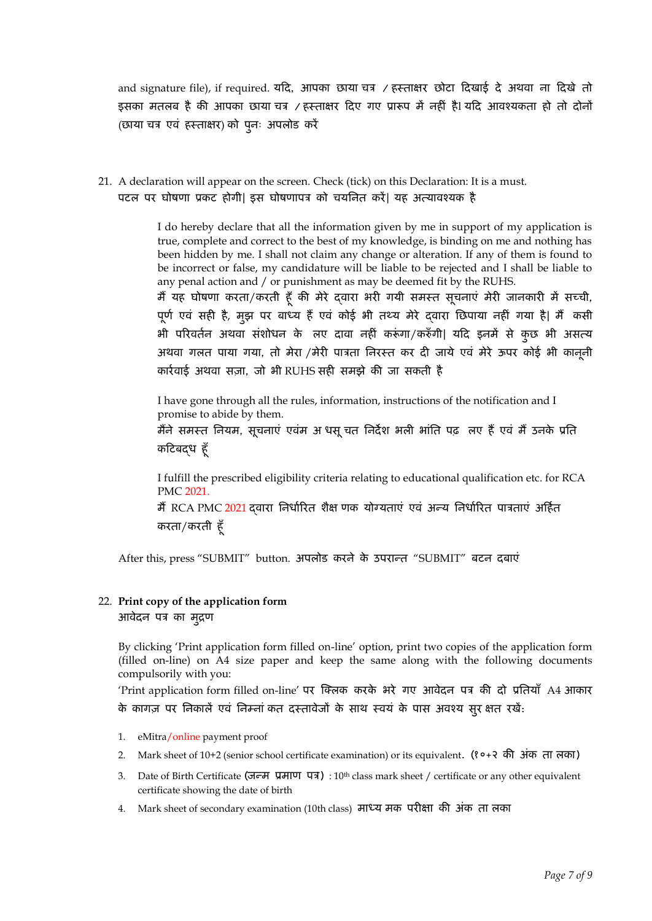and signature file), if required. यदि, आपका छाया चत्र / हस्ताक्षर छोटा दिखाई दे अथवा ना दिखे तो इसका मतलब है की आपका छाया चत्र / हस्ताक्षर दिए गए प्रारूप में नहीं है। यदि आवश्यकता हो तो दोनों (छाया चत्र एवं हस्ताक्षर) को पुनः अपलोड करें

21. A declaration will appear on the screen. Check (tick) on this Declaration: It is a must.
पटल पर घोषणा प्रकट होगी| इस घोषणापत्र को चयनित करें| यह अत्यावश्यक है

> I do hereby declare that all the information given by me in support of my application is true, complete and correct to the best of my knowledge, is binding on me and nothing has been hidden by me. I shall not claim any change or alteration. If any of them is found to be incorrect or false, my candidature will be liable to be rejected and I shall be liable to any penal action and / or punishment as may be deemed fit by the RUHS.
> मैं यह घोषणा करता/करती हूँ की मेरे द्वारा भरी गयी समस्त सूचनाएं मेरी जानकारी में सच्ची, पूर्ण एवं सही है, मुझ पर बाध्य हैं एवं कोई भी तथ्य मेरे द्वारा छिपाया नहीं गया है| मैं कसी भी परिवर्तन अथवा संशोधन के लए दावा नहीं करूंगा/करुँगी| यदि इनमें से कुछ भी असत्य अथवा गलत पाया गया, तो मेरा /मेरी पात्रता निरस्त कर दी जाये एवं मेरे ऊपर कोई भी कानूनी कार्रवाई अथवा सज़ा, जो भी RUHS सही समझे की जा सकती है
>
> I have gone through all the rules, information, instructions of the notification and I promise to abide by them.
> मैंने समस्त नियम, सूचनाएं एवंम अ धसू चत निर्देश भली भांति पढ़ लए हैं एवं मैं उनके प्रति कटिबद्ध हूँ
>
> I fulfill the prescribed eligibility criteria relating to educational qualification etc. for RCA PMC 2021.
> मैं RCA PMC 2021 द्वारा निर्धारित शैक्ष णक योग्यताएं एवं अन्य निर्धारित पात्रताएं अर्हित करता/करती हूँ

After this, press "SUBMIT" button. अपलोड करने के उपरान्त "SUBMIT" बटन दबाएं

22. **Print copy of the application form**
आवेदन पत्र का मुद्रण

By clicking 'Print application form filled on-line' option, print two copies of the application form (filled on-line) on A4 size paper and keep the same along with the following documents compulsorily with you:
'Print application form filled on-line' पर क्लिक करके भरे गए आवेदन पत्र की दो प्रतियाँ A4 आकार के कागज़ पर निकालें एवं निम्नां कत दस्तावेजों के साथ स्वयं के पास अवश्य सुर क्षत रखें:

1. eMitra/online payment proof
2. Mark sheet of 10+2 (senior school certificate examination) or its equivalent. (१०+२ की अंक ता लका)
3. Date of Birth Certificate (जन्म प्रमाण पत्र) : 10th class mark sheet / certificate or any other equivalent certificate showing the date of birth
4. Mark sheet of secondary examination (10th class) माध्य मक परीक्षा की अंक ता लका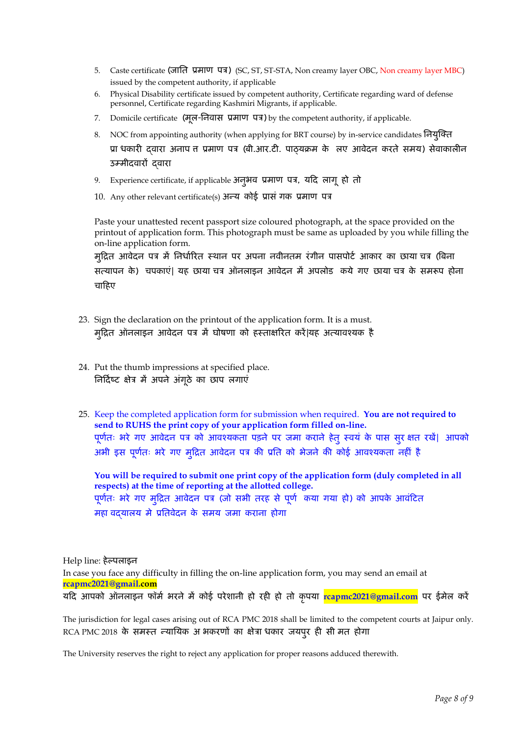5. Caste certificate (जाति प्रमाण पत्र) (SC, ST, ST-STA, Non creamy layer OBC, Non creamy layer MBC) issued by the competent authority, if applicable
6. Physical Disability certificate issued by competent authority, Certificate regarding ward of defense personnel, Certificate regarding Kashmiri Migrants, if applicable.
7. Domicile certificate (मूल-निवास प्रमाण पत्र) by the competent authority, if applicable.
8. NOC from appointing authority (when applying for BRT course) by in-service candidates नियुक्ति प्रा धकारी द्वारा अनाप त प्रमाण पत्र (बी.आर.टी. पाठ्यक्रम के लए आवेदन करते समय) सेवाकालीन उम्मीदवारों द्वारा
9. Experience certificate, if applicable अनुभव प्रमाण पत्र, यदि लागू हो तो
10. Any other relevant certificate(s) अन्य कोई प्रासं गक प्रमाण पत्र

Paste your unattested recent passport size coloured photograph, at the space provided on the printout of application form. This photograph must be same as uploaded by you while filling the on-line application form.
मुद्रित आवेदन पत्र में निर्धारित स्थान पर अपना नवीनतम रंगीन पासपोर्ट आकार का छाया चत्र (बिना सत्यापन के) चपकाएं| यह छाया चत्र ऑनलाइन आवेदन में अपलोड कये गए छाया चत्र के समरूप होना चाहिए

23. Sign the declaration on the printout of the application form. It is a must.
मुद्रित ऑनलाइन आवेदन पत्र में घोषणा को हस्ताक्षरित करें|यह अत्यावश्यक है

24. Put the thumb impressions at specified place.
निर्दिष्ट क्षेत्र में अपने अंगूठे का छाप लगाएं

25. Keep the completed application form for submission when required. **You are not required to send to RUHS the print copy of your application form filled on-line.**
पूर्णतः भरे गए आवेदन पत्र को आवश्यकता पड़ने पर जमा कराने हेतु स्वयं के पास सुर क्षत रखें| आपको अभी इस पूर्णतः भरे गए मुद्रित आवेदन पत्र की प्रति को भेजने की कोई आवश्यकता नहीं है

**You will be required to submit one print copy of the application form (duly completed in all respects) at the time of reporting at the allotted college.**
पूर्णतः भरे गए मुद्रित आवेदन पत्र (जो सभी तरह से पूर्ण कया गया हो) को आपके आवंटित महा वद्यालय मे प्रतिवेदन के समय जमा कराना होगा

Help line: हेल्पलाइन
In case you face any difficulty in filling the on-line application form, you may send an email at **rcapmc2021@gmail.com**
यदि आपको ऑनलाइन फॉर्म भरने में कोई परेशानी हो रही हो तो कृपया **rcapmc2021@gmail.com** पर ईमेल करें

The jurisdiction for legal cases arising out of RCA PMC 2018 shall be limited to the competent courts at Jaipur only.
RCA PMC 2018 के समस्त न्यायिक अ भकरणों का क्षेत्रा धकार जयपुर ही सी मत होगा

The University reserves the right to reject any application for proper reasons adduced therewith.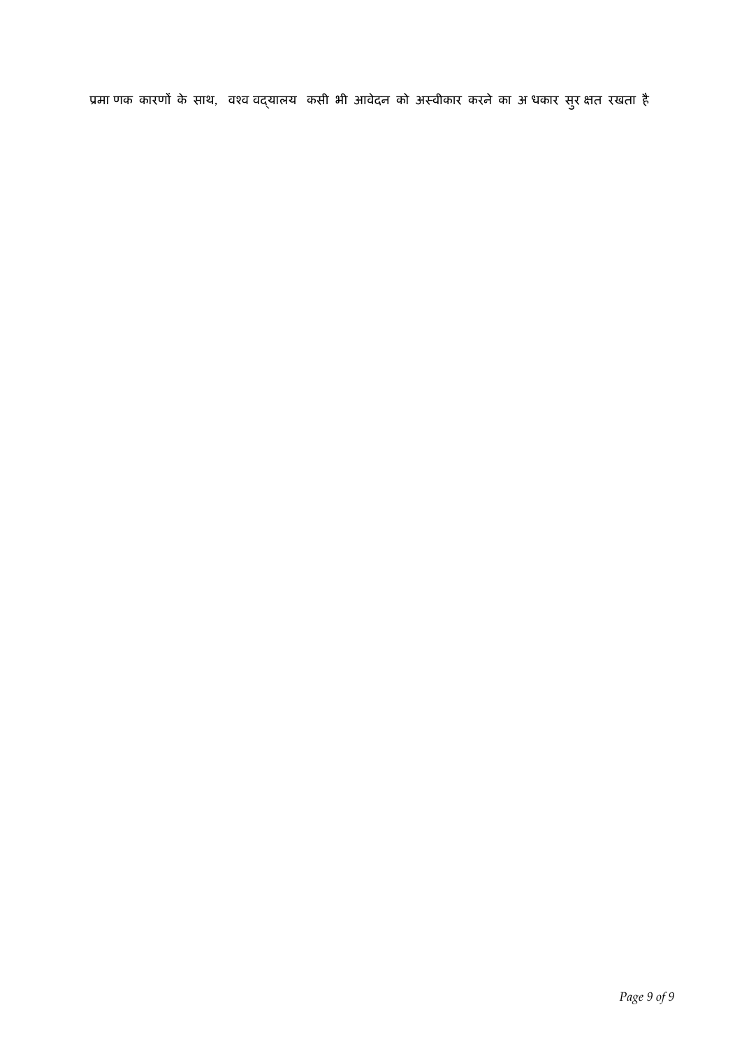प्रमा णक कारणों के साथ,  वश्व वद्यालय  कसी भी आवेदन को अस्वीकार करने का अ धकार सुर क्षत रखता है